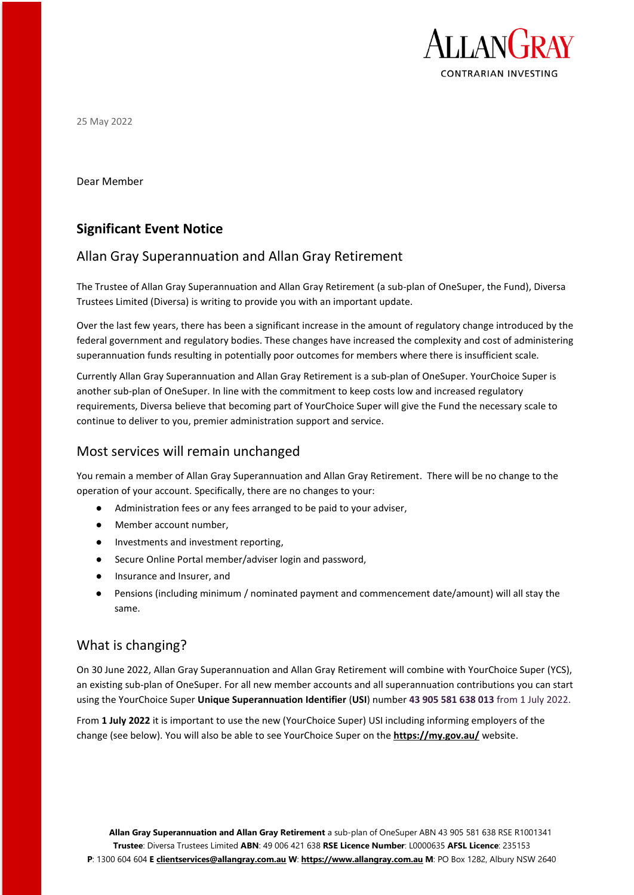ALLANGRAY
CONTRARIAN INVESTING

25 May 2022

Dear Member

## Significant Event Notice

### Allan Gray Superannuation and Allan Gray Retirement

The Trustee of Allan Gray Superannuation and Allan Gray Retirement (a sub-plan of OneSuper, the Fund), Diversa Trustees Limited (Diversa) is writing to provide you with an important update.

Over the last few years, there has been a significant increase in the amount of regulatory change introduced by the federal government and regulatory bodies. These changes have increased the complexity and cost of administering superannuation funds resulting in potentially poor outcomes for members where there is insufficient scale.

Currently Allan Gray Superannuation and Allan Gray Retirement is a sub-plan of OneSuper. YourChoice Super is another sub-plan of OneSuper. In line with the commitment to keep costs low and increased regulatory requirements, Diversa believe that becoming part of YourChoice Super will give the Fund the necessary scale to continue to deliver to you, premier administration support and service.

### Most services will remain unchanged

You remain a member of Allan Gray Superannuation and Allan Gray Retirement. There will be no change to the operation of your account. Specifically, there are no changes to your:

- Administration fees or any fees arranged to be paid to your adviser,
- Member account number,
- Investments and investment reporting,
- Secure Online Portal member/adviser login and password,
- Insurance and Insurer, and
- Pensions (including minimum / nominated payment and commencement date/amount) will all stay the same.

### What is changing?

On 30 June 2022, Allan Gray Superannuation and Allan Gray Retirement will combine with YourChoice Super (YCS), an existing sub-plan of OneSuper. For all new member accounts and all superannuation contributions you can start using the YourChoice Super **Unique Superannuation Identifier** (**USI**) number **43 905 581 638 013** from 1 July 2022.

From **1 July 2022** it is important to use the new (YourChoice Super) USI including informing employers of the change (see below). You will also be able to see YourChoice Super on the **https://my.gov.au/** website.

**Allan Gray Superannuation and Allan Gray Retirement** a sub-plan of OneSuper ABN 43 905 581 638 RSE R1001341
**Trustee**: Diversa Trustees Limited **ABN**: 49 006 421 638 **RSE Licence Number**: L0000635 **AFSL Licence**: 235153
**P**: 1300 604 604 **E** **clientservices@allangray.com.au** **W**: **https://www.allangray.com.au** **M**: PO Box 1282, Albury NSW 2640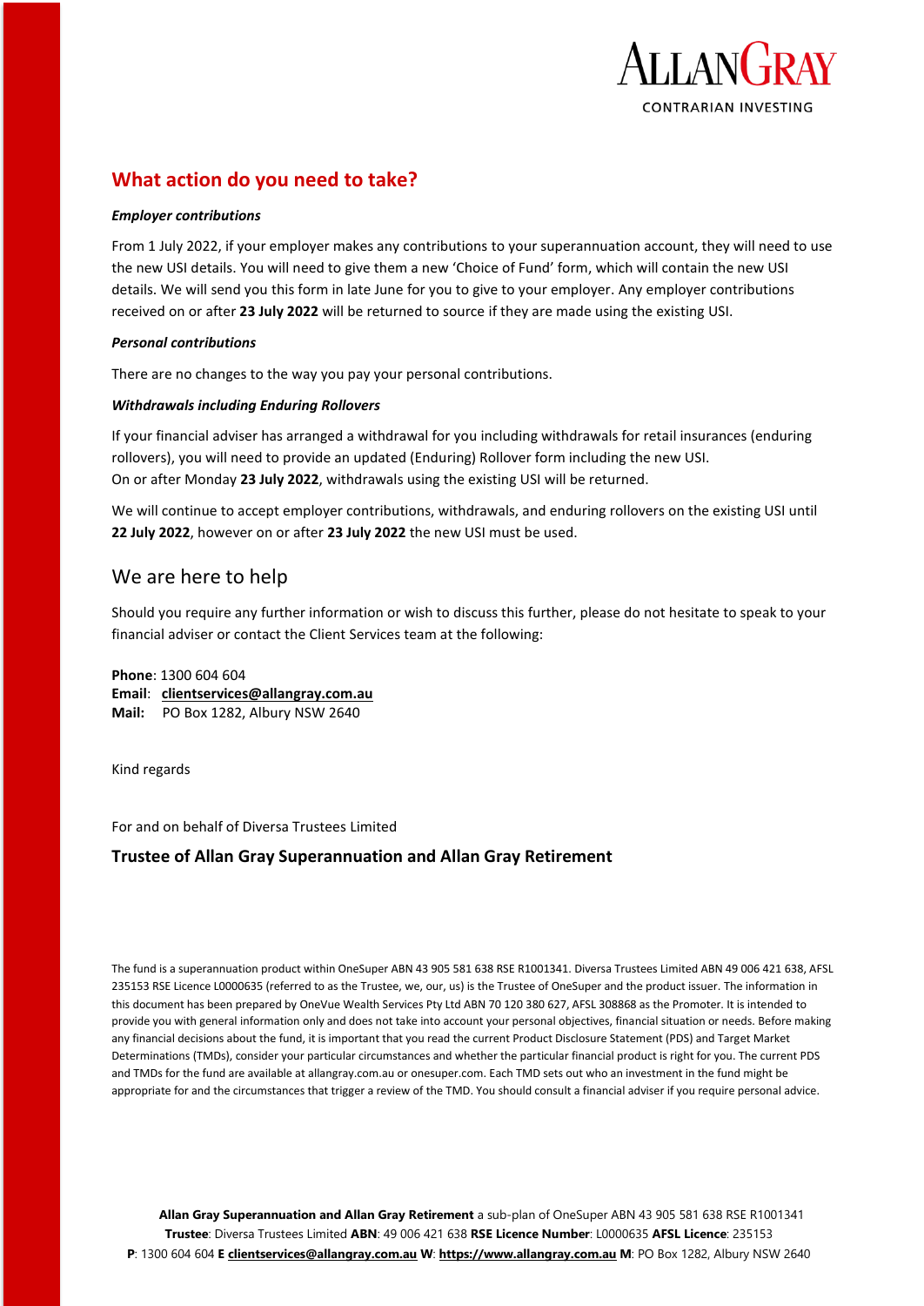## What action do you need to take?

***Employer contributions***

From 1 July 2022, if your employer makes any contributions to your superannuation account, they will need to use the new USI details. You will need to give them a new 'Choice of Fund' form, which will contain the new USI details. We will send you this form in late June for you to give to your employer. Any employer contributions received on or after **23 July 2022** will be returned to source if they are made using the existing USI.

***Personal contributions***

There are no changes to the way you pay your personal contributions.

***Withdrawals including Enduring Rollovers***

If your financial adviser has arranged a withdrawal for you including withdrawals for retail insurances (enduring rollovers), you will need to provide an updated (Enduring) Rollover form including the new USI.
On or after Monday **23 July 2022**, withdrawals using the existing USI will be returned.

We will continue to accept employer contributions, withdrawals, and enduring rollovers on the existing USI until **22 July 2022**, however on or after **23 July 2022** the new USI must be used.

## We are here to help

Should you require any further information or wish to discuss this further, please do not hesitate to speak to your financial adviser or contact the Client Services team at the following:

**Phone**: 1300 604 604
**Email**: **clientservices@allangray.com.au**
**Mail:** PO Box 1282, Albury NSW 2640

Kind regards

For and on behalf of Diversa Trustees Limited

**Trustee of Allan Gray Superannuation and Allan Gray Retirement**

The fund is a superannuation product within OneSuper ABN 43 905 581 638 RSE R1001341. Diversa Trustees Limited ABN 49 006 421 638, AFSL 235153 RSE Licence L0000635 (referred to as the Trustee, we, our, us) is the Trustee of OneSuper and the product issuer. The information in this document has been prepared by OneVue Wealth Services Pty Ltd ABN 70 120 380 627, AFSL 308868 as the Promoter. It is intended to provide you with general information only and does not take into account your personal objectives, financial situation or needs. Before making any financial decisions about the fund, it is important that you read the current Product Disclosure Statement (PDS) and Target Market Determinations (TMDs), consider your particular circumstances and whether the particular financial product is right for you. The current PDS and TMDs for the fund are available at allangray.com.au or onesuper.com. Each TMD sets out who an investment in the fund might be appropriate for and the circumstances that trigger a review of the TMD. You should consult a financial adviser if you require personal advice.